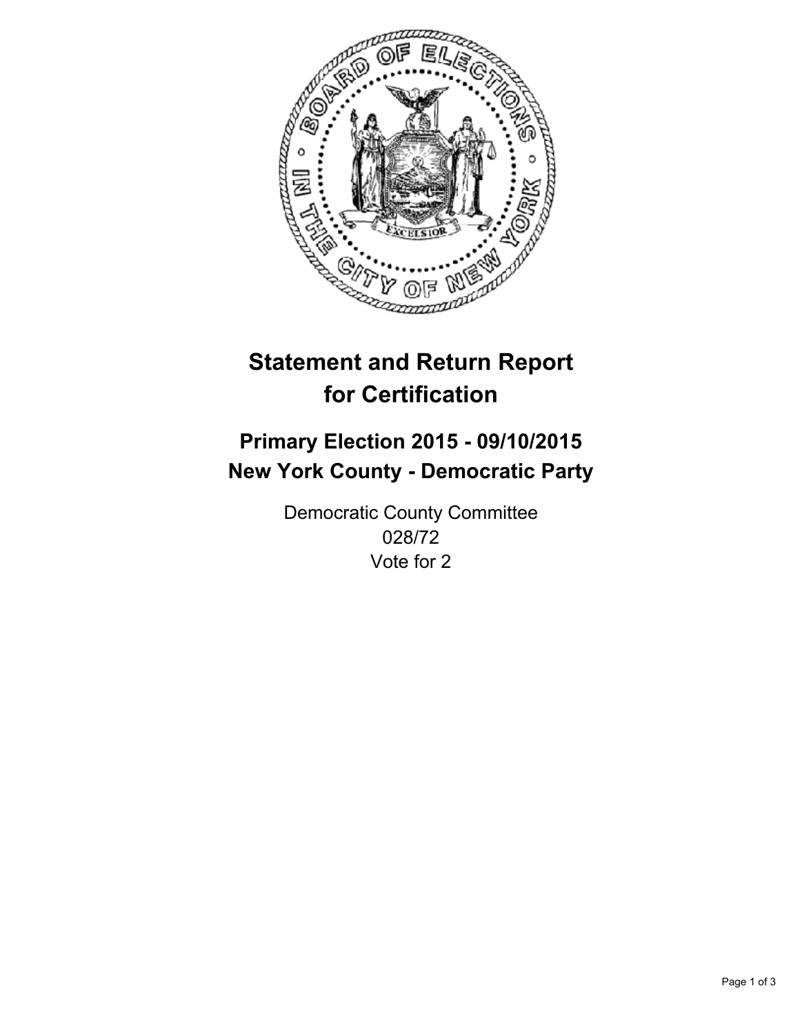# Statement and Return Report for Certification

## Primary Election 2015 - 09/10/2015
## New York County - Democratic Party

Democratic County Committee
028/72
Vote for 2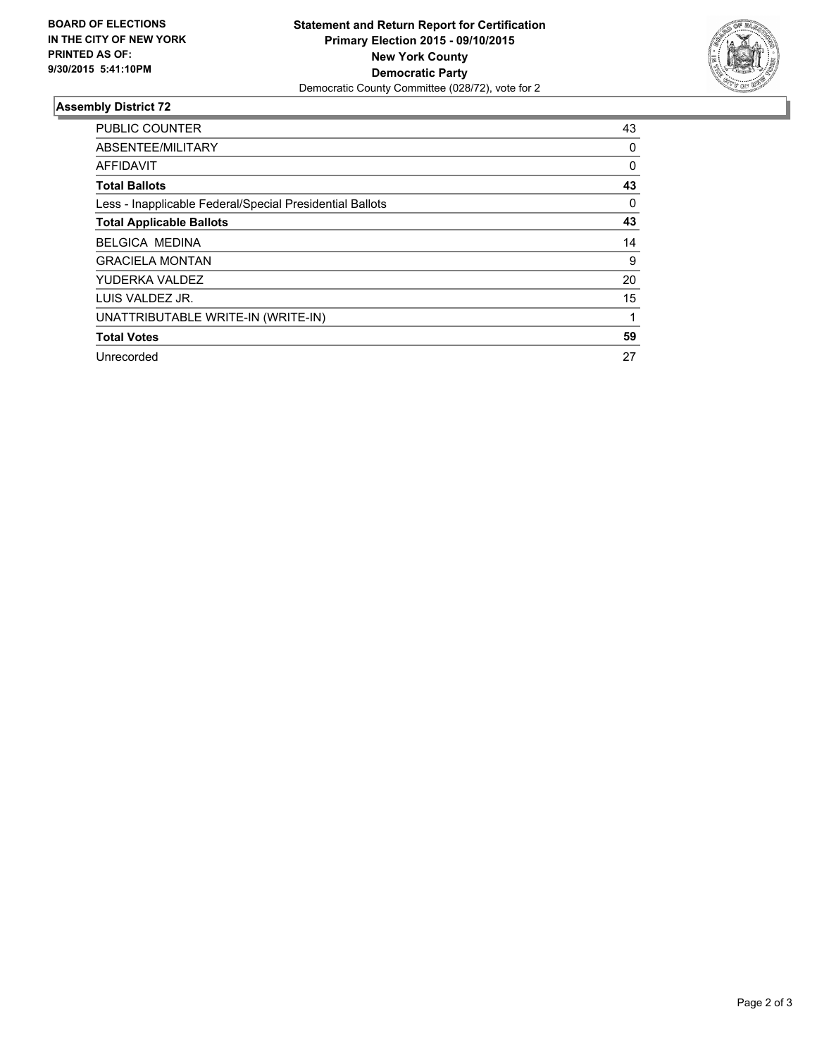**BOARD OF ELECTIONS**
**IN THE CITY OF NEW YORK**
**PRINTED AS OF:**
**9/30/2015 5:41:10PM**

**Statement and Return Report for Certification**
**Primary Election 2015 - 09/10/2015**
**New York County**
**Democratic Party**
Democratic County Committee (028/72), vote for 2

### Assembly District 72

| | |
|---|---|
| PUBLIC COUNTER | 43 |
| ABSENTEE/MILITARY | 0 |
| AFFIDAVIT | 0 |
| **Total Ballots** | **43** |
| Less - Inapplicable Federal/Special Presidential Ballots | 0 |
| **Total Applicable Ballots** | **43** |
| BELGICA MEDINA | 14 |
| GRACIELA MONTAN | 9 |
| YUDERKA VALDEZ | 20 |
| LUIS VALDEZ JR. | 15 |
| UNATTRIBUTABLE WRITE-IN (WRITE-IN) | 1 |
| **Total Votes** | **59** |
| Unrecorded | 27 |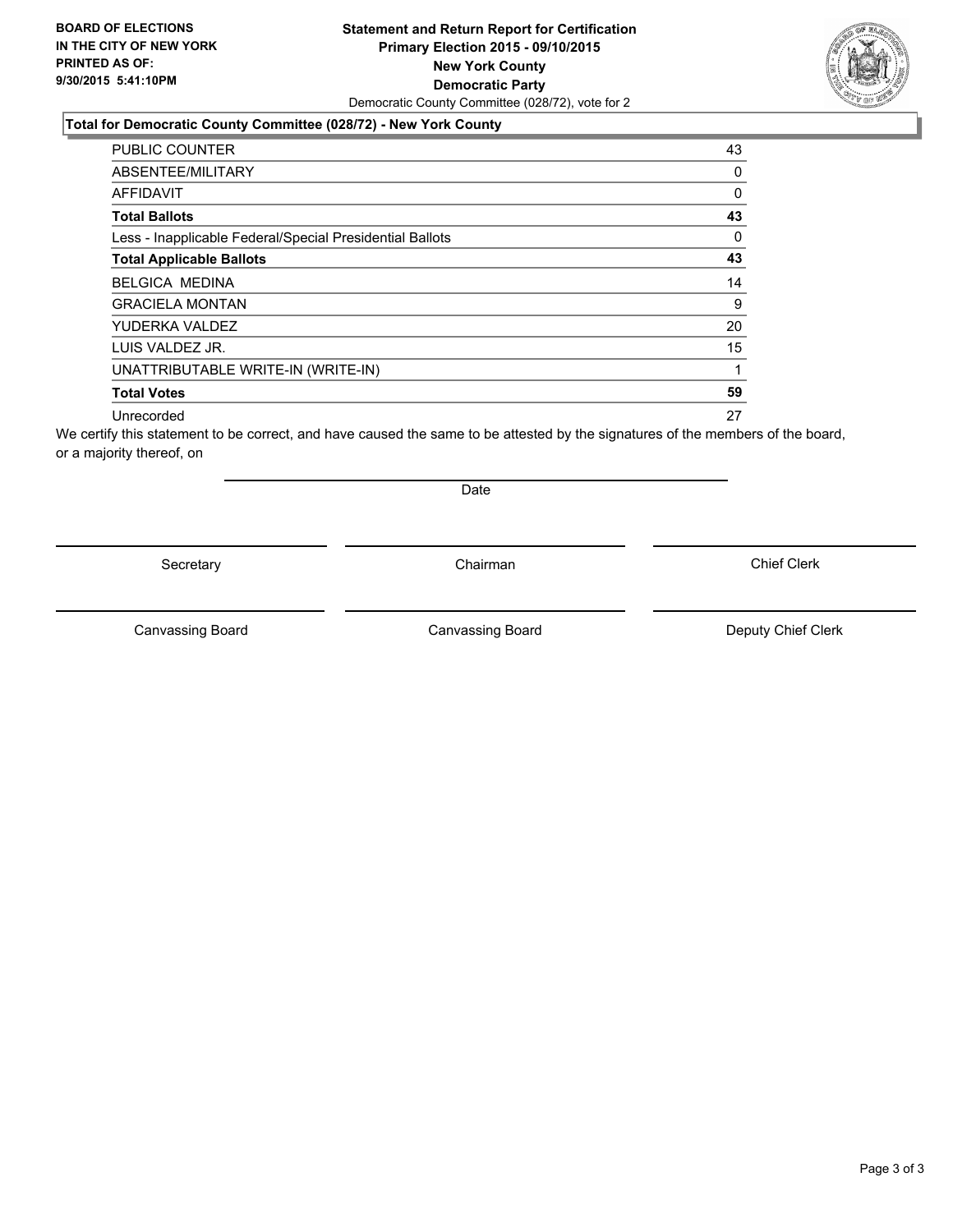**BOARD OF ELECTIONS IN THE CITY OF NEW YORK PRINTED AS OF: 9/30/2015 5:41:10PM**

**Statement and Return Report for Certification**
**Primary Election 2015 - 09/10/2015**
**New York County**
**Democratic Party**
Democratic County Committee (028/72), vote for 2

### Total for Democratic County Committee (028/72) - New York County

| | |
|---|---|
| PUBLIC COUNTER | 43 |
| ABSENTEE/MILITARY | 0 |
| AFFIDAVIT | 0 |
| **Total Ballots** | **43** |
| Less - Inapplicable Federal/Special Presidential Ballots | 0 |
| **Total Applicable Ballots** | **43** |
| BELGICA MEDINA | 14 |
| GRACIELA MONTAN | 9 |
| YUDERKA VALDEZ | 20 |
| LUIS VALDEZ JR. | 15 |
| UNATTRIBUTABLE WRITE-IN (WRITE-IN) | 1 |
| **Total Votes** | **59** |
| Unrecorded | 27 |

We certify this statement to be correct, and have caused the same to be attested by the signatures of the members of the board, or a majority thereof, on

Date

Secretary          Chairman          Chief Clerk

Canvassing Board          Canvassing Board          Deputy Chief Clerk